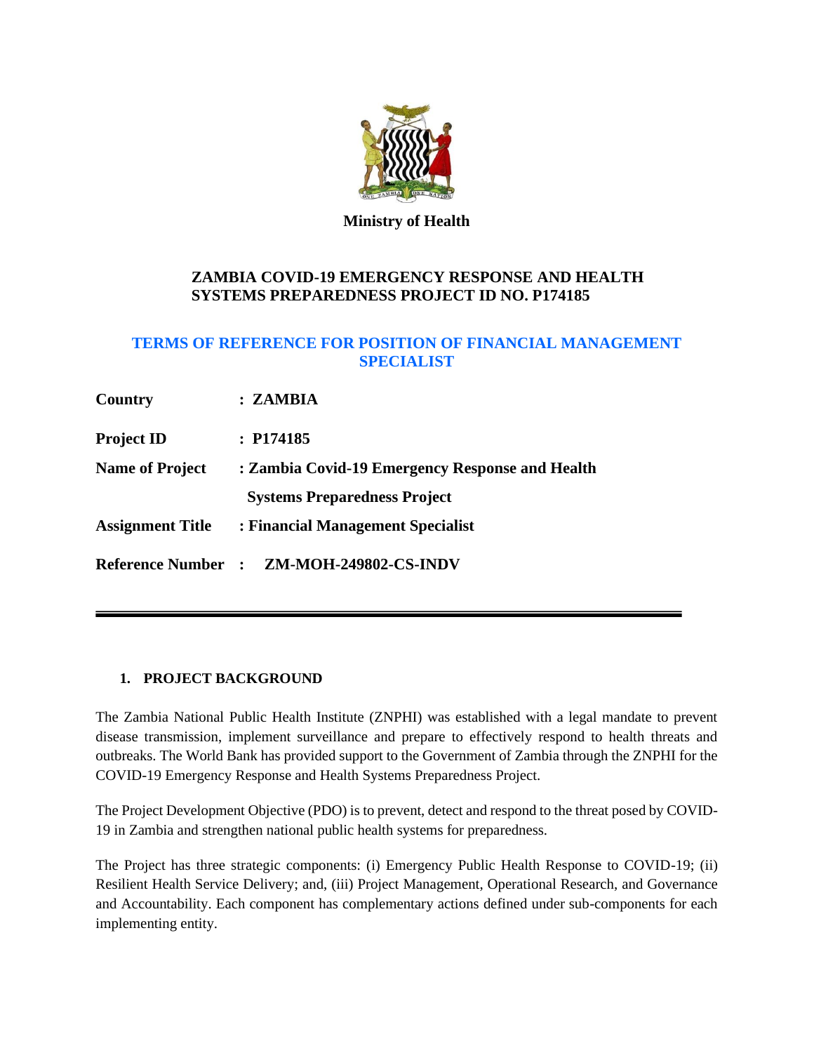**Ministry of Health**

## ZAMBIA COVID-19 EMERGENCY RESPONSE AND HEALTH SYSTEMS PREPAREDNESS PROJECT ID NO. P174185

## TERMS OF REFERENCE FOR POSITION OF FINANCIAL MANAGEMENT SPECIALIST

| | |
|---|---|
| **Country** | **: ZAMBIA** |
| **Project ID** | **: P174185** |
| **Name of Project** | **: Zambia Covid-19 Emergency Response and Health Systems Preparedness Project** |
| **Assignment Title** | **: Financial Management Specialist** |
| **Reference Number** | **: ZM-MOH-249802-CS-INDV** |

---

### 1. PROJECT BACKGROUND

The Zambia National Public Health Institute (ZNPHI) was established with a legal mandate to prevent disease transmission, implement surveillance and prepare to effectively respond to health threats and outbreaks. The World Bank has provided support to the Government of Zambia through the ZNPHI for the COVID-19 Emergency Response and Health Systems Preparedness Project.

The Project Development Objective (PDO) is to prevent, detect and respond to the threat posed by COVID-19 in Zambia and strengthen national public health systems for preparedness.

The Project has three strategic components: (i) Emergency Public Health Response to COVID-19; (ii) Resilient Health Service Delivery; and, (iii) Project Management, Operational Research, and Governance and Accountability. Each component has complementary actions defined under sub-components for each implementing entity.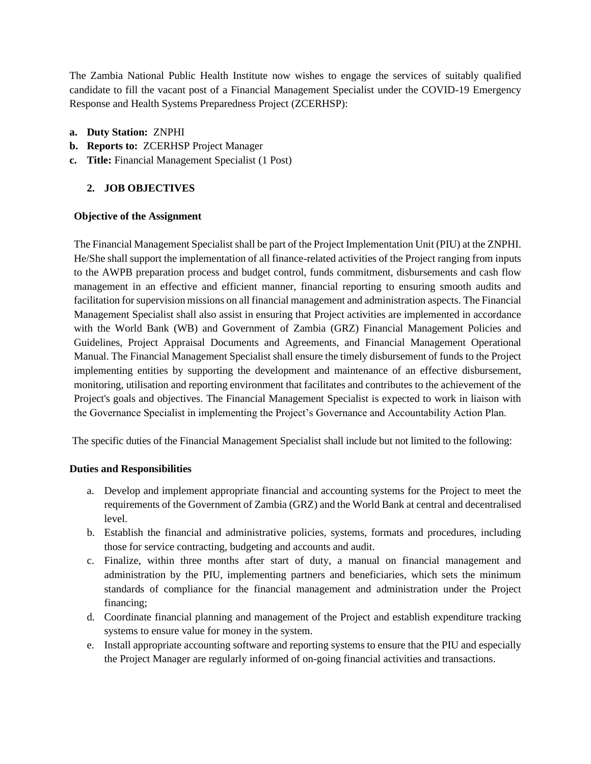The Zambia National Public Health Institute now wishes to engage the services of suitably qualified candidate to fill the vacant post of a Financial Management Specialist under the COVID-19 Emergency Response and Health Systems Preparedness Project (ZCERHSP):

a. **Duty Station:** ZNPHI
b. **Reports to:** ZCERHSP Project Manager
c. **Title:** Financial Management Specialist (1 Post)

## 2. JOB OBJECTIVES

**Objective of the Assignment**

The Financial Management Specialist shall be part of the Project Implementation Unit (PIU) at the ZNPHI. He/She shall support the implementation of all finance-related activities of the Project ranging from inputs to the AWPB preparation process and budget control, funds commitment, disbursements and cash flow management in an effective and efficient manner, financial reporting to ensuring smooth audits and facilitation for supervision missions on all financial management and administration aspects. The Financial Management Specialist shall also assist in ensuring that Project activities are implemented in accordance with the World Bank (WB) and Government of Zambia (GRZ) Financial Management Policies and Guidelines, Project Appraisal Documents and Agreements, and Financial Management Operational Manual. The Financial Management Specialist shall ensure the timely disbursement of funds to the Project implementing entities by supporting the development and maintenance of an effective disbursement, monitoring, utilisation and reporting environment that facilitates and contributes to the achievement of the Project's goals and objectives. The Financial Management Specialist is expected to work in liaison with the Governance Specialist in implementing the Project's Governance and Accountability Action Plan.

The specific duties of the Financial Management Specialist shall include but not limited to the following:

**Duties and Responsibilities**

a. Develop and implement appropriate financial and accounting systems for the Project to meet the requirements of the Government of Zambia (GRZ) and the World Bank at central and decentralised level.
b. Establish the financial and administrative policies, systems, formats and procedures, including those for service contracting, budgeting and accounts and audit.
c. Finalize, within three months after start of duty, a manual on financial management and administration by the PIU, implementing partners and beneficiaries, which sets the minimum standards of compliance for the financial management and administration under the Project financing;
d. Coordinate financial planning and management of the Project and establish expenditure tracking systems to ensure value for money in the system.
e. Install appropriate accounting software and reporting systems to ensure that the PIU and especially the Project Manager are regularly informed of on-going financial activities and transactions.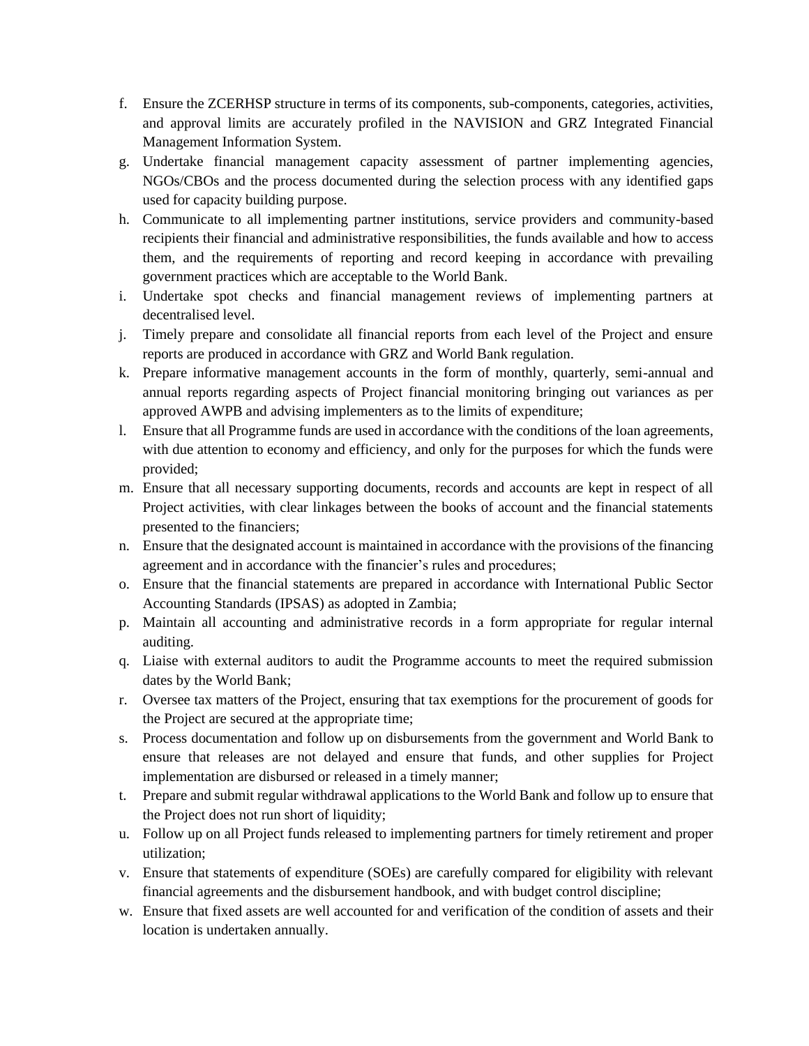f. Ensure the ZCERHSP structure in terms of its components, sub-components, categories, activities, and approval limits are accurately profiled in the NAVISION and GRZ Integrated Financial Management Information System.
g. Undertake financial management capacity assessment of partner implementing agencies, NGOs/CBOs and the process documented during the selection process with any identified gaps used for capacity building purpose.
h. Communicate to all implementing partner institutions, service providers and community-based recipients their financial and administrative responsibilities, the funds available and how to access them, and the requirements of reporting and record keeping in accordance with prevailing government practices which are acceptable to the World Bank.
i. Undertake spot checks and financial management reviews of implementing partners at decentralised level.
j. Timely prepare and consolidate all financial reports from each level of the Project and ensure reports are produced in accordance with GRZ and World Bank regulation.
k. Prepare informative management accounts in the form of monthly, quarterly, semi-annual and annual reports regarding aspects of Project financial monitoring bringing out variances as per approved AWPB and advising implementers as to the limits of expenditure;
l. Ensure that all Programme funds are used in accordance with the conditions of the loan agreements, with due attention to economy and efficiency, and only for the purposes for which the funds were provided;
m. Ensure that all necessary supporting documents, records and accounts are kept in respect of all Project activities, with clear linkages between the books of account and the financial statements presented to the financiers;
n. Ensure that the designated account is maintained in accordance with the provisions of the financing agreement and in accordance with the financier's rules and procedures;
o. Ensure that the financial statements are prepared in accordance with International Public Sector Accounting Standards (IPSAS) as adopted in Zambia;
p. Maintain all accounting and administrative records in a form appropriate for regular internal auditing.
q. Liaise with external auditors to audit the Programme accounts to meet the required submission dates by the World Bank;
r. Oversee tax matters of the Project, ensuring that tax exemptions for the procurement of goods for the Project are secured at the appropriate time;
s. Process documentation and follow up on disbursements from the government and World Bank to ensure that releases are not delayed and ensure that funds, and other supplies for Project implementation are disbursed or released in a timely manner;
t. Prepare and submit regular withdrawal applications to the World Bank and follow up to ensure that the Project does not run short of liquidity;
u. Follow up on all Project funds released to implementing partners for timely retirement and proper utilization;
v. Ensure that statements of expenditure (SOEs) are carefully compared for eligibility with relevant financial agreements and the disbursement handbook, and with budget control discipline;
w. Ensure that fixed assets are well accounted for and verification of the condition of assets and their location is undertaken annually.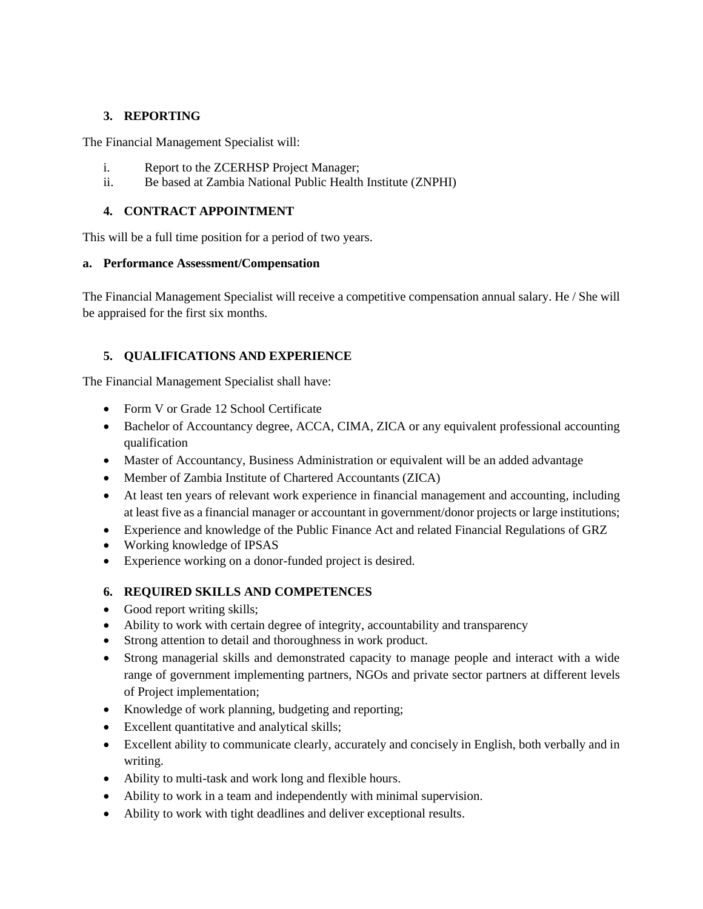## 3. REPORTING

The Financial Management Specialist will:

i. Report to the ZCERHSP Project Manager;
ii. Be based at Zambia National Public Health Institute (ZNPHI)

## 4. CONTRACT APPOINTMENT

This will be a full time position for a period of two years.

### a. Performance Assessment/Compensation

The Financial Management Specialist will receive a competitive compensation annual salary. He / She will be appraised for the first six months.

## 5. QUALIFICATIONS AND EXPERIENCE

The Financial Management Specialist shall have:

- Form V or Grade 12 School Certificate
- Bachelor of Accountancy degree, ACCA, CIMA, ZICA or any equivalent professional accounting qualification
- Master of Accountancy, Business Administration or equivalent will be an added advantage
- Member of Zambia Institute of Chartered Accountants (ZICA)
- At least ten years of relevant work experience in financial management and accounting, including at least five as a financial manager or accountant in government/donor projects or large institutions;
- Experience and knowledge of the Public Finance Act and related Financial Regulations of GRZ
- Working knowledge of IPSAS
- Experience working on a donor-funded project is desired.

## 6. REQUIRED SKILLS AND COMPETENCES

- Good report writing skills;
- Ability to work with certain degree of integrity, accountability and transparency
- Strong attention to detail and thoroughness in work product.
- Strong managerial skills and demonstrated capacity to manage people and interact with a wide range of government implementing partners, NGOs and private sector partners at different levels of Project implementation;
- Knowledge of work planning, budgeting and reporting;
- Excellent quantitative and analytical skills;
- Excellent ability to communicate clearly, accurately and concisely in English, both verbally and in writing.
- Ability to multi-task and work long and flexible hours.
- Ability to work in a team and independently with minimal supervision.
- Ability to work with tight deadlines and deliver exceptional results.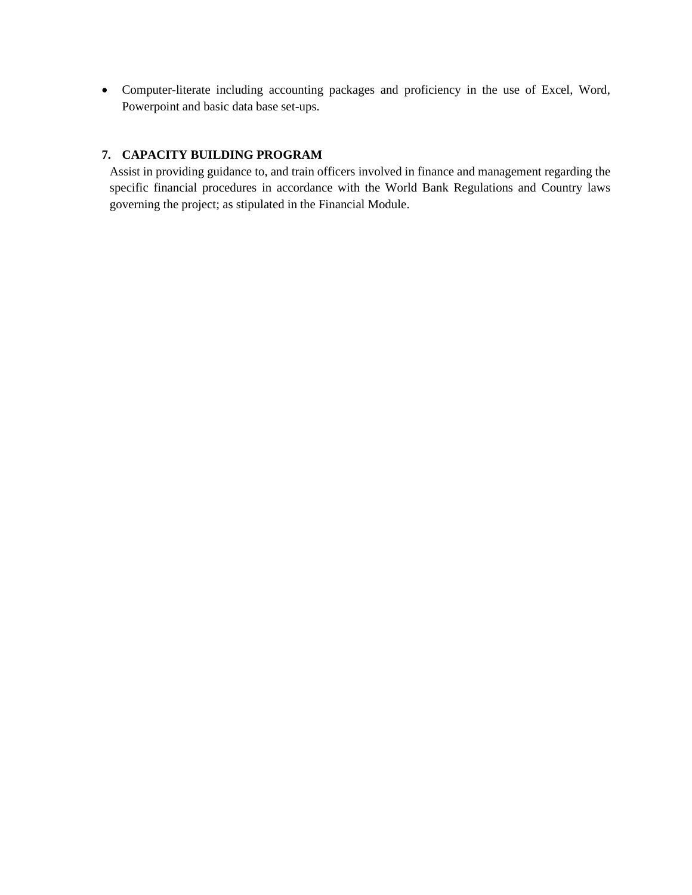- Computer-literate including accounting packages and proficiency in the use of Excel, Word, Powerpoint and basic data base set-ups.

## 7. CAPACITY BUILDING PROGRAM

Assist in providing guidance to, and train officers involved in finance and management regarding the specific financial procedures in accordance with the World Bank Regulations and Country laws governing the project; as stipulated in the Financial Module.